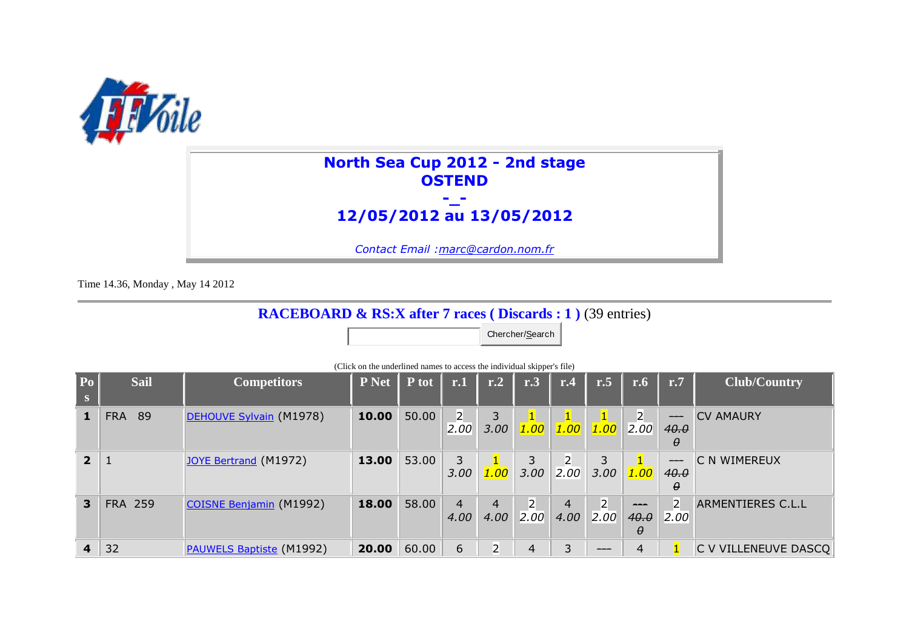## North Sea Cup 2012 - 2nd stage
## OSTEND
## -_-
## 12/05/2012 au 13/05/2012

*Contact Email :marc@cardon.nom.fr*

Time 14.36, Monday , May 14 2012

### RACEBOARD & RS:X after 7 races ( Discards : 1 ) (39 entries)

Chercher/Search

(Click on the underlined names to access the individual skipper's file)

| Pos | Sail | Competitors | P Net | P tot | r.1 | r.2 | r.3 | r.4 | r.5 | r.6 | r.7 | Club/Country |
|---|---|---|---|---|---|---|---|---|---|---|---|---|
| **1** | FRA 89 | DEHOUVE Sylvain (M1978) | **10.00** | 50.00 | 2 *2.00* | 3 *3.00* | 1 *1.00* | 1 *1.00* | 1 *1.00* | 2 *2.00* | --- *~~40.00~~* | CV AMAURY |
| **2** | 1 | JOYE Bertrand (M1972) | **13.00** | 53.00 | 3 *3.00* | 1 *1.00* | 3 *3.00* | 2 *2.00* | 3 *3.00* | 1 *1.00* | --- *~~40.00~~* | C N WIMEREUX |
| **3** | FRA 259 | COISNE Benjamin (M1992) | **18.00** | 58.00 | 4 *4.00* | 4 *4.00* | 2 *2.00* | 4 *4.00* | 2 *2.00* | --- *~~40.00~~* | 2 *2.00* | ARMENTIERES C.L.L |
| **4** | 32 | PAUWELS Baptiste (M1992) | **20.00** | 60.00 | 6 | 2 | 4 | 3 | --- | 4 | 1 | C V VILLENEUVE DASCQ |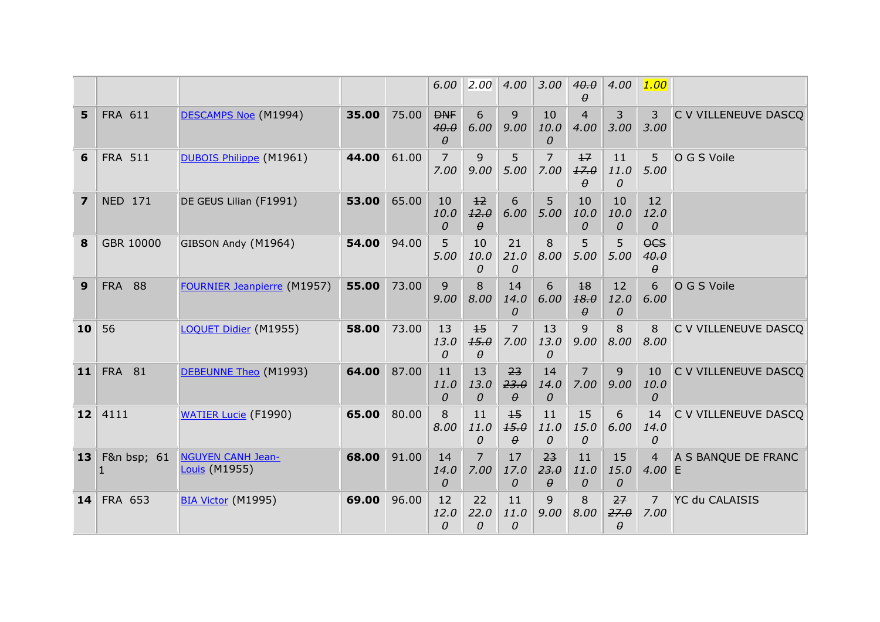| | | | | | | | | | | | | |
|---|---|---|---|---|---|---|---|---|---|---|---|---|
| | | | | | *6.00* | *2.00* | *4.00* | *3.00* | ~~*40.00*~~ | *4.00* | *1.00* | |
| **5** | FRA 611 | DESCAMPS Noe (M1994) | **35.00** | 75.00 | ~~DNF~~ ~~*40.00*~~ | 6 *6.00* | 9 *9.00* | 10 *10.00* | 4 *4.00* | 3 *3.00* | 3 *3.00* | C V VILLENEUVE DASCQ |
| **6** | FRA 511 | DUBOIS Philippe (M1961) | **44.00** | 61.00 | 7 *7.00* | 9 *9.00* | 5 *5.00* | 7 *7.00* | ~~17~~ ~~*17.00*~~ | 11 *11.00* | 5 *5.00* | O G S Voile |
| **7** | NED 171 | DE GEUS Lilian (F1991) | **53.00** | 65.00 | 10 *10.00* | ~~12~~ ~~*12.00*~~ | 6 *6.00* | 5 *5.00* | 10 *10.00* | 10 *10.00* | 12 *12.00* | |
| **8** | GBR 10000 | GIBSON Andy (M1964) | **54.00** | 94.00 | 5 *5.00* | 10 *10.00* | 21 *21.00* | 8 *8.00* | 5 *5.00* | 5 *5.00* | ~~OCS~~ ~~*40.00*~~ | |
| **9** | FRA 88 | FOURNIER Jeanpierre (M1957) | **55.00** | 73.00 | 9 *9.00* | 8 *8.00* | 14 *14.00* | 6 *6.00* | ~~18~~ ~~*18.00*~~ | 12 *12.00* | 6 *6.00* | O G S Voile |
| **10** | 56 | LOQUET Didier (M1955) | **58.00** | 73.00 | 13 *13.00* | ~~15~~ ~~*15.00*~~ | 7 *7.00* | 13 *13.00* | 9 *9.00* | 8 *8.00* | 8 *8.00* | C V VILLENEUVE DASCQ |
| **11** | FRA 81 | DEBEUNNE Theo (M1993) | **64.00** | 87.00 | 11 *11.00* | 13 *13.00* | ~~23~~ ~~*23.00*~~ | 14 *14.00* | 7 *7.00* | 9 *9.00* | 10 *10.00* | C V VILLENEUVE DASCQ |
| **12** | 4111 | WATIER Lucie (F1990) | **65.00** | 80.00 | 8 *8.00* | 11 *11.00* | ~~15~~ ~~*15.00*~~ | 11 *11.00* | 15 *15.00* | 6 *6.00* | 14 *14.00* | C V VILLENEUVE DASCQ |
| **13** | F&n bsp; 61 1 | NGUYEN CANH Jean-Louis (M1955) | **68.00** | 91.00 | 14 *14.00* | 7 *7.00* | 17 *17.00* | ~~23~~ ~~*23.00*~~ | 11 *11.00* | 15 *15.00* | 4 *4.00* | A S BANQUE DE FRANCE |
| **14** | FRA 653 | BIA Victor (M1995) | **69.00** | 96.00 | 12 *12.00* | 22 *22.00* | 11 *11.00* | 9 *9.00* | 8 *8.00* | ~~27~~ ~~*27.00*~~ | 7 *7.00* | YC du CALAISIS |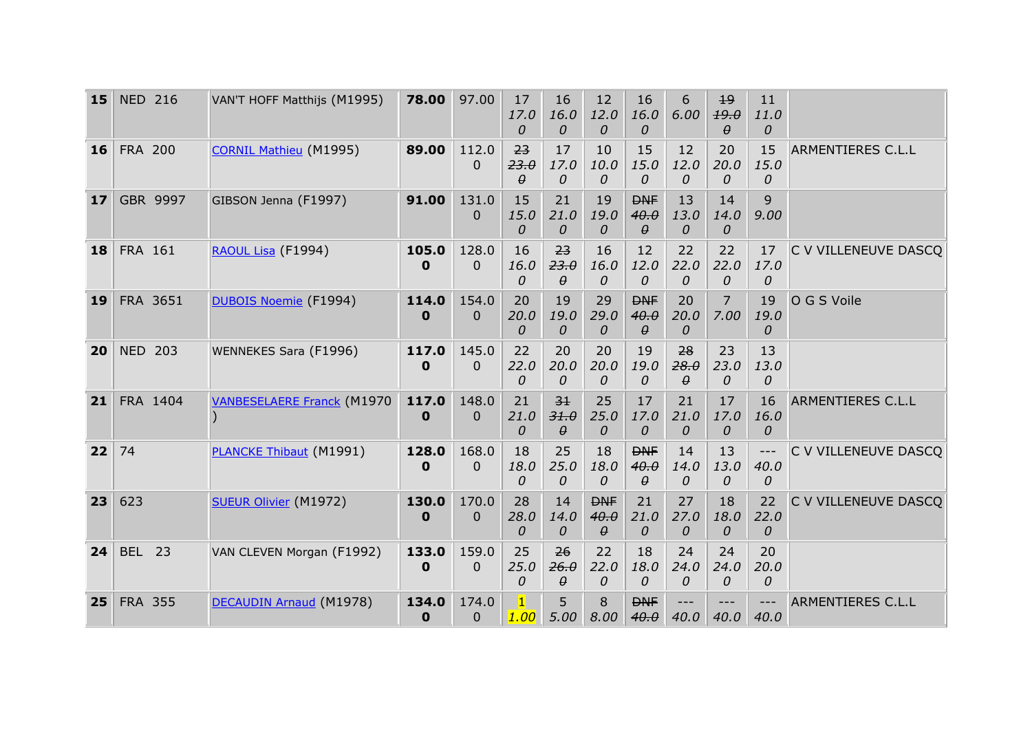| 15 | NED 216 | VAN'T HOFF Matthijs (M1995) | **78.00** | 97.00 | 17 *17.00* | 16 *16.00* | 12 *12.00* | 16 *16.00* | 6 *6.00* | ~~19~~ ~~*19.00*~~ | 11 *11.00* | |
|---|---|---|---|---|---|---|---|---|---|---|---|---|
| 16 | FRA 200 | CORNIL Mathieu (M1995) | **89.00** | 112.00 | ~~23~~ ~~*23.00*~~ | 17 *17.00* | 10 *10.00* | 15 *15.00* | 12 *12.00* | 20 *20.00* | 15 *15.00* | ARMENTIERES C.L.L |
| 17 | GBR 9997 | GIBSON Jenna (F1997) | **91.00** | 131.00 | 15 *15.00* | 21 *21.00* | 19 *19.00* | ~~DNF~~ ~~*40.00*~~ | 13 *13.00* | 14 *14.00* | 9 *9.00* | |
| 18 | FRA 161 | RAOUL Lisa (F1994) | **105.00** | 128.00 | 16 *16.00* | ~~23~~ ~~*23.00*~~ | 16 *16.00* | 12 *12.00* | 22 *22.00* | 22 *22.00* | 17 *17.00* | C V VILLENEUVE DASCQ |
| 19 | FRA 3651 | DUBOIS Noemie (F1994) | **114.00** | 154.00 | 20 *20.00* | 19 *19.00* | 29 *29.00* | ~~DNF~~ ~~*40.00*~~ | 20 *20.00* | 7 *7.00* | 19 *19.00* | O G S Voile |
| 20 | NED 203 | WENNEKES Sara (F1996) | **117.00** | 145.00 | 22 *22.00* | 20 *20.00* | 20 *20.00* | 19 *19.00* | ~~28~~ ~~*28.00*~~ | 23 *23.00* | 13 *13.00* | |
| 21 | FRA 1404 | VANBESELAERE Franck (M1970) | **117.00** | 148.00 | 21 *21.00* | ~~31~~ ~~*31.00*~~ | 25 *25.00* | 17 *17.00* | 21 *21.00* | 17 *17.00* | 16 *16.00* | ARMENTIERES C.L.L |
| 22 | 74 | PLANCKE Thibaut (M1991) | **128.00** | 168.00 | 18 *18.00* | 25 *25.00* | 18 *18.00* | ~~DNF~~ ~~*40.00*~~ | 14 *14.00* | 13 *13.00* | --- *40.00* | C V VILLENEUVE DASCQ |
| 23 | 623 | SUEUR Olivier (M1972) | **130.00** | 170.00 | 28 *28.00* | 14 *14.00* | ~~DNF~~ ~~*40.00*~~ | 21 *21.00* | 27 *27.00* | 18 *18.00* | 22 *22.00* | C V VILLENEUVE DASCQ |
| 24 | BEL 23 | VAN CLEVEN Morgan (F1992) | **133.00** | 159.00 | 25 *25.00* | ~~26~~ ~~*26.00*~~ | 22 *22.00* | 18 *18.00* | 24 *24.00* | 24 *24.00* | 20 *20.00* | |
| 25 | FRA 355 | DECAUDIN Arnaud (M1978) | **134.00** | 174.00 | 1 *1.00* | 5 *5.00* | 8 *8.00* | ~~DNF~~ ~~*40.0*~~ | --- *40.0* | --- *40.0* | --- *40.0* | ARMENTIERES C.L.L |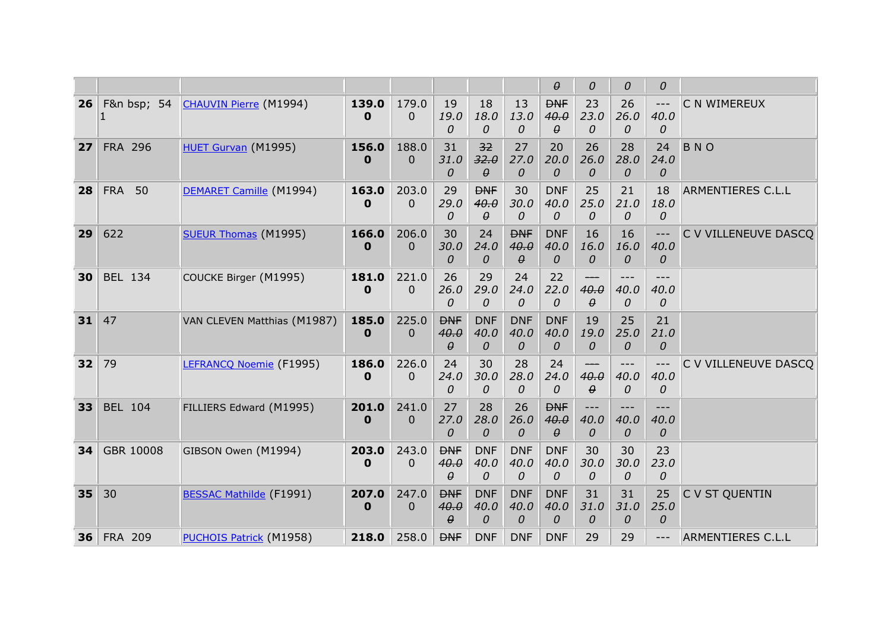| | | | | | | | | | | | | |
|---|---|---|---|---|---|---|---|---|---|---|---|---|
| | | | | | | | | ~~0~~ | *0* | *0* | *0* | |
| **26** | F&n bsp; 541 | CHAUVIN Pierre (M1994) | **139.00** | 179.00 | 19 *19.00* | 18 *18.00* | 13 *13.00* | ~~DNF~~ ~~*40.00*~~ | 23 *23.00* | 26 *26.00* | --- *40.00* | C N WIMEREUX |
| **27** | FRA 296 | HUET Gurvan (M1995) | **156.00** | 188.00 | 31 *31.00* | ~~32~~ ~~*32.00*~~ | 27 *27.00* | 20 *20.00* | 26 *26.00* | 28 *28.00* | 24 *24.00* | B N O |
| **28** | FRA 50 | DEMARET Camille (M1994) | **163.00** | 203.00 | 29 *29.00* | ~~DNF~~ ~~*40.00*~~ | 30 *30.00* | DNF *40.00* | 25 *25.00* | 21 *21.00* | 18 *18.00* | ARMENTIERES C.L.L |
| **29** | 622 | SUEUR Thomas (M1995) | **166.00** | 206.00 | 30 *30.00* | 24 *24.00* | ~~DNF~~ ~~*40.00*~~ | DNF *40.00* | 16 *16.00* | 16 *16.00* | --- *40.00* | C V VILLENEUVE DASCQ |
| **30** | BEL 134 | COUCKE Birger (M1995) | **181.00** | 221.00 | 26 *26.00* | 29 *29.00* | 24 *24.00* | 22 *22.00* | ~~---~~ ~~*40.00*~~ | --- *40.00* | --- *40.00* | |
| **31** | 47 | VAN CLEVEN Matthias (M1987) | **185.00** | 225.00 | ~~DNF~~ ~~*40.00*~~ | DNF *40.00* | DNF *40.00* | DNF *40.00* | 19 *19.00* | 25 *25.00* | 21 *21.00* | |
| **32** | 79 | LEFRANCQ Noemie (F1995) | **186.00** | 226.00 | 24 *24.00* | 30 *30.00* | 28 *28.00* | 24 *24.00* | ~~---~~ ~~*40.00*~~ | --- *40.00* | --- *40.00* | C V VILLENEUVE DASCQ |
| **33** | BEL 104 | FILLIERS Edward (M1995) | **201.00** | 241.00 | 27 *27.00* | 28 *28.00* | 26 *26.00* | ~~DNF~~ ~~*40.00*~~ | --- *40.00* | --- *40.00* | --- *40.00* | |
| **34** | GBR 10008 | GIBSON Owen (M1994) | **203.00** | 243.00 | ~~DNF~~ ~~*40.00*~~ | DNF *40.00* | DNF *40.00* | DNF *40.00* | 30 *30.00* | 30 *30.00* | 23 *23.00* | |
| **35** | 30 | BESSAC Mathilde (F1991) | **207.00** | 247.00 | ~~DNF~~ ~~*40.00*~~ | DNF *40.00* | DNF *40.00* | DNF *40.00* | 31 *31.00* | 31 *31.00* | 25 *25.00* | C V ST QUENTIN |
| **36** | FRA 209 | PUCHOIS Patrick (M1958) | **218.0** | 258.0 | ~~DNF~~ | DNF | DNF | DNF | 29 | 29 | --- | ARMENTIERES C.L.L |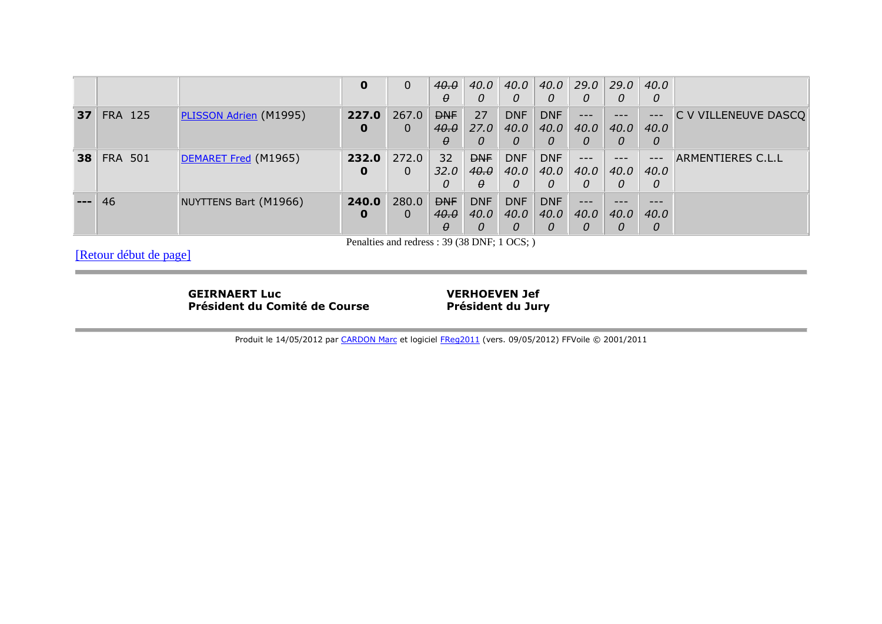| | | | | | | | | | | | | |
|---|---|---|---|---|---|---|---|---|---|---|---|---|
| | | | **0** | 0 | ~~*40.0*~~ *0* | *40.0* *0* | *40.0* *0* | *40.0* *0* | *29.0* *0* | *29.0* *0* | *40.0* *0* | |
| **37** | FRA 125 | PLISSON Adrien (M1995) | **227.0 0** | 267.0 0 | ~~DNF~~ ~~*40.0*~~ *0* | 27 *27.0* *0* | DNF *40.0* *0* | DNF *40.0* *0* | --- *40.0* *0* | --- *40.0* *0* | --- *40.0* *0* | C V VILLENEUVE DASCQ |
| **38** | FRA 501 | DEMARET Fred (M1965) | **232.0 0** | 272.0 0 | 32 *32.0* *0* | ~~DNF~~ ~~*40.0*~~ *0* | DNF *40.0* *0* | DNF *40.0* *0* | --- *40.0* *0* | --- *40.0* *0* | --- *40.0* *0* | ARMENTIERES C.L.L |
| **---** | 46 | NUYTTENS Bart (M1966) | **240.0 0** | 280.0 0 | ~~DNF~~ ~~*40.0*~~ *0* | DNF *40.0* *0* | DNF *40.0* *0* | DNF *40.0* *0* | --- *40.0* *0* | --- *40.0* *0* | --- *40.0* *0* | |

Penalties and redress : 39 (38 DNF; 1 OCS; )

[Retour début de page]

---

**GEIRNAERT Luc**
**Président du Comité de Course**

**VERHOEVEN Jef**
**Président du Jury**

---

Produit le 14/05/2012 par CARDON Marc et logiciel FReg2011 (vers. 09/05/2012) FFVoile © 2001/2011